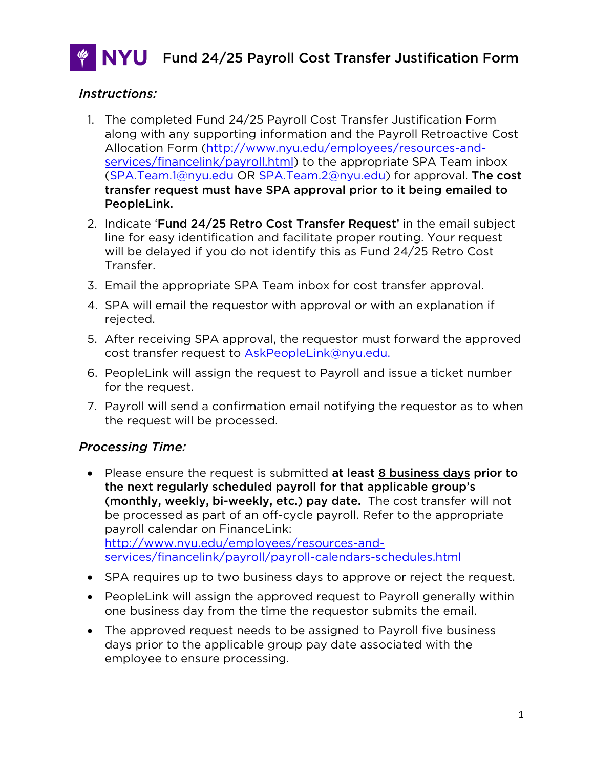# NYU Fund 24/25 Payroll Cost Transfer Justification Form

### *Instructions:*

1. The completed Fund 24/25 Payroll Cost Transfer Justification Form along with any supporting information and the Payroll Retroactive Cost Allocation Form (http://www.nyu.edu/employees/resources-and-services/financelink/payroll.html) to the appropriate SPA Team inbox (SPA.Team.1@nyu.edu OR SPA.Team.2@nyu.edu) for approval. **The cost transfer request must have SPA approval <u>prior</u> to it being emailed to PeopleLink.**
2. Indicate '**Fund 24/25 Retro Cost Transfer Request'** in the email subject line for easy identification and facilitate proper routing. Your request will be delayed if you do not identify this as Fund 24/25 Retro Cost Transfer.
3. Email the appropriate SPA Team inbox for cost transfer approval.
4. SPA will email the requestor with approval or with an explanation if rejected.
5. After receiving SPA approval, the requestor must forward the approved cost transfer request to AskPeopleLink@nyu.edu.
6. PeopleLink will assign the request to Payroll and issue a ticket number for the request.
7. Payroll will send a confirmation email notifying the requestor as to when the request will be processed.

### *Processing Time:*

- Please ensure the request is submitted **at least <u>8 business days</u> prior to the next regularly scheduled payroll for that applicable group's (monthly, weekly, bi-weekly, etc.) pay date.** The cost transfer will not be processed as part of an off-cycle payroll. Refer to the appropriate payroll calendar on FinanceLink: http://www.nyu.edu/employees/resources-and-services/financelink/payroll/payroll-calendars-schedules.html
- SPA requires up to two business days to approve or reject the request.
- PeopleLink will assign the approved request to Payroll generally within one business day from the time the requestor submits the email.
- The <u>approved</u> request needs to be assigned to Payroll five business days prior to the applicable group pay date associated with the employee to ensure processing.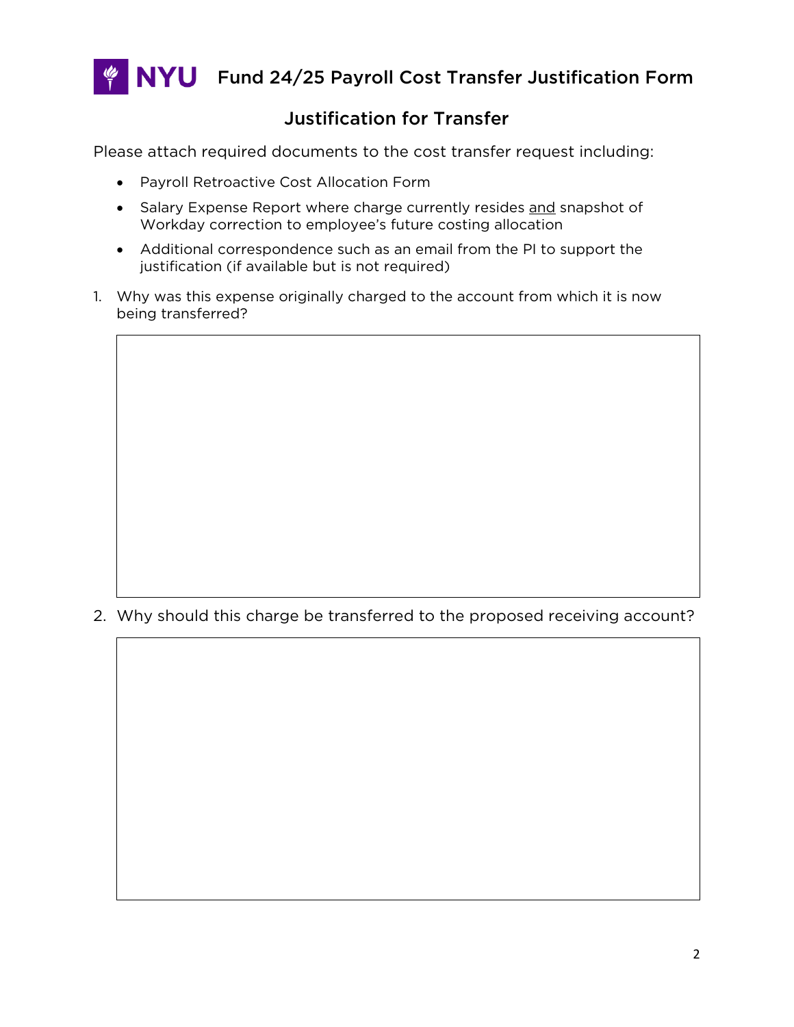# Fund 24/25 Payroll Cost Transfer Justification Form

## Justification for Transfer

Please attach required documents to the cost transfer request including:

- Payroll Retroactive Cost Allocation Form
- Salary Expense Report where charge currently resides <u>and</u> snapshot of Workday correction to employee's future costing allocation
- Additional correspondence such as an email from the PI to support the justification (if available but is not required)

1. Why was this expense originally charged to the account from which it is now being transferred?

2. Why should this charge be transferred to the proposed receiving account?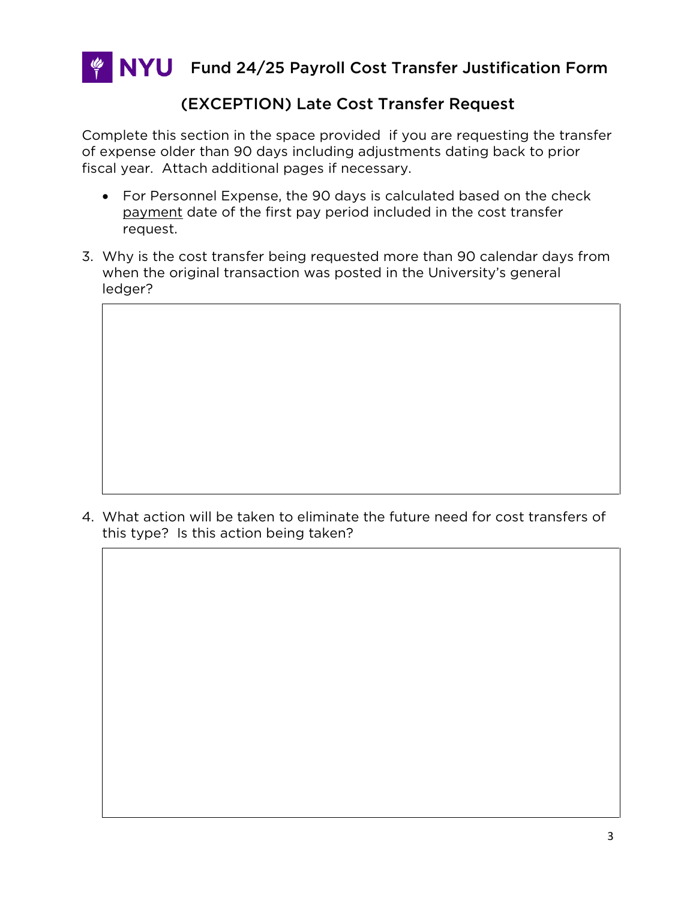# NYU Fund 24/25 Payroll Cost Transfer Justification Form

## (EXCEPTION) Late Cost Transfer Request

Complete this section in the space provided if you are requesting the transfer of expense older than 90 days including adjustments dating back to prior fiscal year. Attach additional pages if necessary.

- For Personnel Expense, the 90 days is calculated based on the check payment date of the first pay period included in the cost transfer request.

3. Why is the cost transfer being requested more than 90 calendar days from when the original transaction was posted in the University's general ledger?

4. What action will be taken to eliminate the future need for cost transfers of this type? Is this action being taken?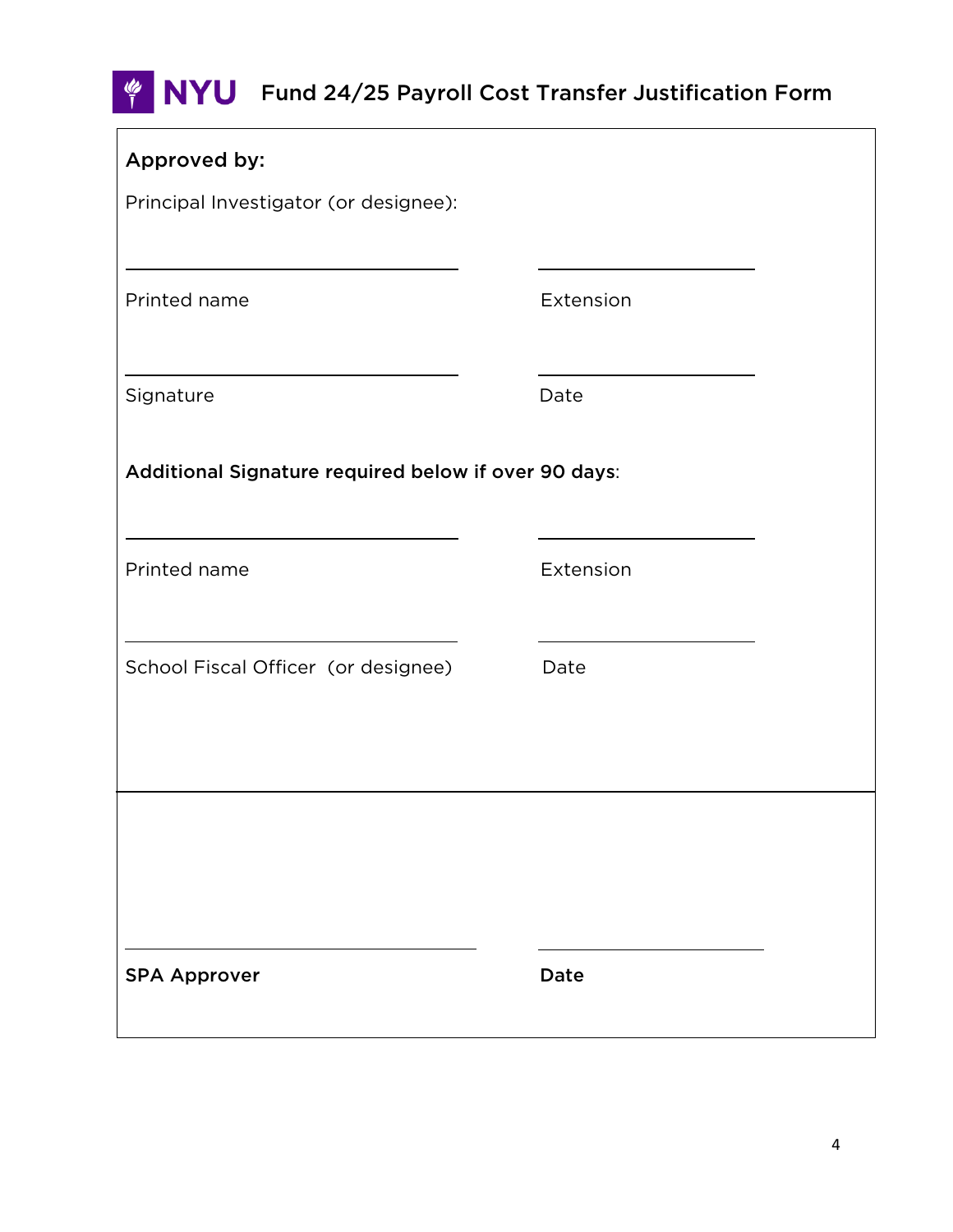# NYU Fund 24/25 Payroll Cost Transfer Justification Form

**Approved by:**

Principal Investigator (or designee):

| | |
|---|---|
| \_\_\_\_\_\_\_\_\_\_\_\_\_\_\_\_\_\_\_\_\_\_\_\_\_\_\_\_\_\_ | \_\_\_\_\_\_\_\_\_\_\_\_\_\_\_\_\_\_\_\_ |
| Printed name | Extension |
| \_\_\_\_\_\_\_\_\_\_\_\_\_\_\_\_\_\_\_\_\_\_\_\_\_\_\_\_\_\_ | \_\_\_\_\_\_\_\_\_\_\_\_\_\_\_\_\_\_\_\_ |
| Signature | Date |

**Additional Signature required below if over 90 days**:

| | |
|---|---|
| \_\_\_\_\_\_\_\_\_\_\_\_\_\_\_\_\_\_\_\_\_\_\_\_\_\_\_\_\_\_ | \_\_\_\_\_\_\_\_\_\_\_\_\_\_\_\_\_\_\_\_ |
| Printed name | Extension |
| \_\_\_\_\_\_\_\_\_\_\_\_\_\_\_\_\_\_\_\_\_\_\_\_\_\_\_\_\_\_ | \_\_\_\_\_\_\_\_\_\_\_\_\_\_\_\_\_\_\_\_ |
| School Fiscal Officer (or designee) | Date |

| | |
|---|---|
| \_\_\_\_\_\_\_\_\_\_\_\_\_\_\_\_\_\_\_\_\_\_\_\_\_\_\_\_\_\_ | \_\_\_\_\_\_\_\_\_\_\_\_\_\_\_\_\_\_\_\_ |
| **SPA Approver** | **Date** |